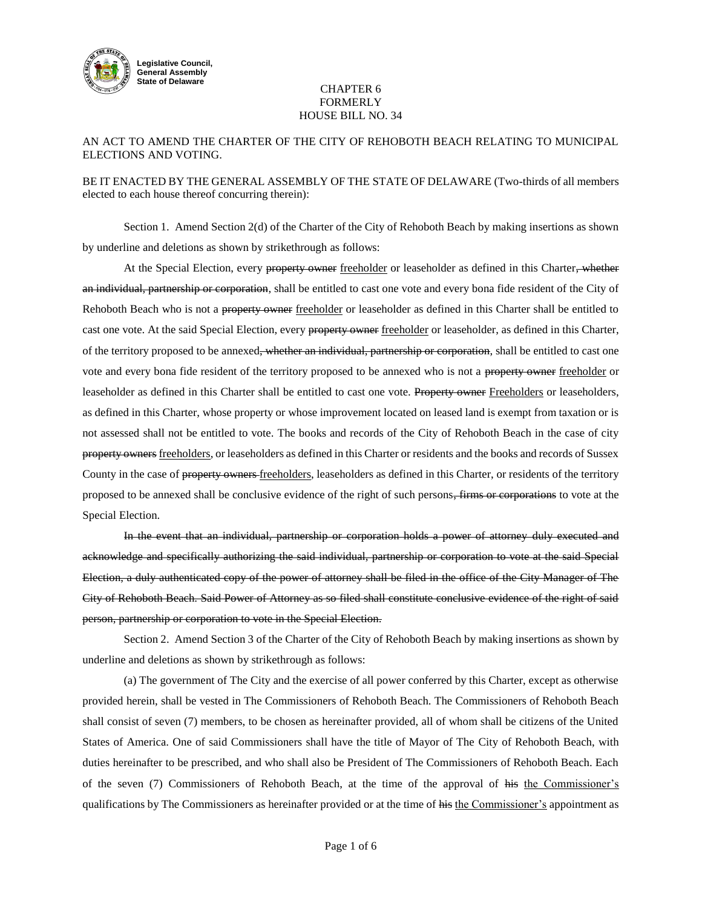**Legislative Council, General Assembly State of Delaware**

CHAPTER 6
FORMERLY
HOUSE BILL NO. 34

AN ACT TO AMEND THE CHARTER OF THE CITY OF REHOBOTH BEACH RELATING TO MUNICIPAL ELECTIONS AND VOTING.

BE IT ENACTED BY THE GENERAL ASSEMBLY OF THE STATE OF DELAWARE (Two-thirds of all members elected to each house thereof concurring therein):

Section 1. Amend Section 2(d) of the Charter of the City of Rehoboth Beach by making insertions as shown by underline and deletions as shown by strikethrough as follows:

At the Special Election, every ~~property owner~~ <u>freeholder</u> or leaseholder as defined in this Charter~~, whether an individual, partnership or corporation~~, shall be entitled to cast one vote and every bona fide resident of the City of Rehoboth Beach who is not a ~~property owner~~ <u>freeholder</u> or leaseholder as defined in this Charter shall be entitled to cast one vote. At the said Special Election, every ~~property owner~~ <u>freeholder</u> or leaseholder, as defined in this Charter, of the territory proposed to be annexed~~, whether an individual, partnership or corporation~~, shall be entitled to cast one vote and every bona fide resident of the territory proposed to be annexed who is not a ~~property owner~~ <u>freeholder</u> or leaseholder as defined in this Charter shall be entitled to cast one vote. ~~Property owner~~ <u>Freeholders</u> or leaseholders, as defined in this Charter, whose property or whose improvement located on leased land is exempt from taxation or is not assessed shall not be entitled to vote. The books and records of the City of Rehoboth Beach in the case of city ~~property owners~~ <u>freeholders</u>, or leaseholders as defined in this Charter or residents and the books and records of Sussex County in the case of ~~property owners~~ <u>freeholders</u>, leaseholders as defined in this Charter, or residents of the territory proposed to be annexed shall be conclusive evidence of the right of such persons~~, firms or corporations~~ to vote at the Special Election.

~~In the event that an individual, partnership or corporation holds a power of attorney duly executed and acknowledge and specifically authorizing the said individual, partnership or corporation to vote at the said Special Election, a duly authenticated copy of the power of attorney shall be filed in the office of the City Manager of The City of Rehoboth Beach. Said Power of Attorney as so filed shall constitute conclusive evidence of the right of said person, partnership or corporation to vote in the Special Election.~~

Section 2. Amend Section 3 of the Charter of the City of Rehoboth Beach by making insertions as shown by underline and deletions as shown by strikethrough as follows:

(a) The government of The City and the exercise of all power conferred by this Charter, except as otherwise provided herein, shall be vested in The Commissioners of Rehoboth Beach. The Commissioners of Rehoboth Beach shall consist of seven (7) members, to be chosen as hereinafter provided, all of whom shall be citizens of the United States of America. One of said Commissioners shall have the title of Mayor of The City of Rehoboth Beach, with duties hereinafter to be prescribed, and who shall also be President of The Commissioners of Rehoboth Beach. Each of the seven (7) Commissioners of Rehoboth Beach, at the time of the approval of ~~his~~ <u>the Commissioner's</u> qualifications by The Commissioners as hereinafter provided or at the time of ~~his~~ <u>the Commissioner's</u> appointment as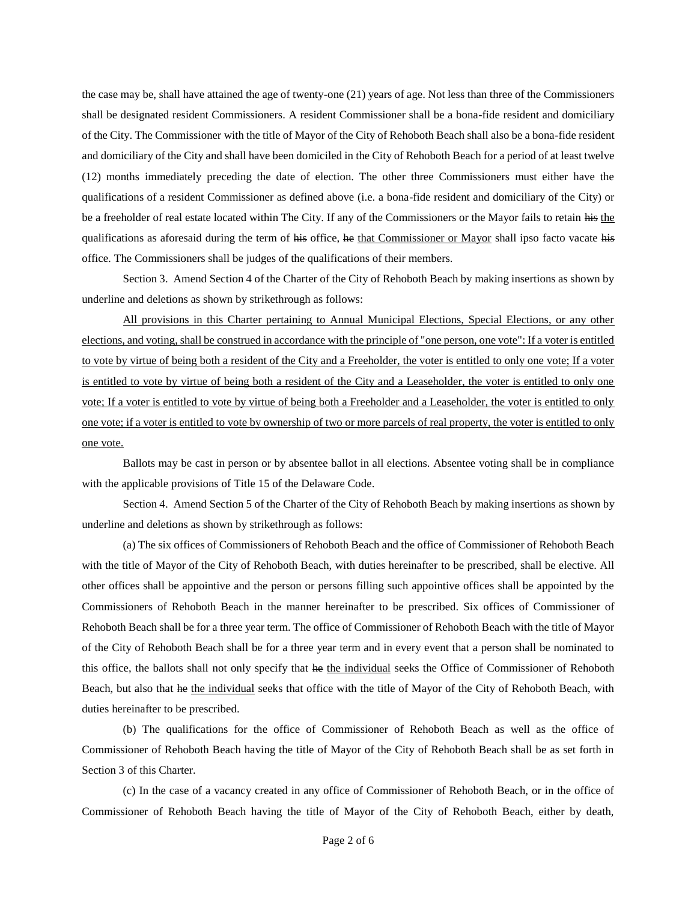the case may be, shall have attained the age of twenty-one (21) years of age. Not less than three of the Commissioners shall be designated resident Commissioners. A resident Commissioner shall be a bona-fide resident and domiciliary of the City. The Commissioner with the title of Mayor of the City of Rehoboth Beach shall also be a bona-fide resident and domiciliary of the City and shall have been domiciled in the City of Rehoboth Beach for a period of at least twelve (12) months immediately preceding the date of election. The other three Commissioners must either have the qualifications of a resident Commissioner as defined above (i.e. a bona-fide resident and domiciliary of the City) or be a freeholder of real estate located within The City. If any of the Commissioners or the Mayor fails to retain ~~his~~ <u>the</u> qualifications as aforesaid during the term of ~~his~~ office, ~~he~~ <u>that Commissioner or Mayor</u> shall ipso facto vacate ~~his~~ office. The Commissioners shall be judges of the qualifications of their members.

Section 3. Amend Section 4 of the Charter of the City of Rehoboth Beach by making insertions as shown by underline and deletions as shown by strikethrough as follows:

<u>All provisions in this Charter pertaining to Annual Municipal Elections, Special Elections, or any other elections, and voting, shall be construed in accordance with the principle of "one person, one vote": If a voter is entitled to vote by virtue of being both a resident of the City and a Freeholder, the voter is entitled to only one vote; If a voter is entitled to vote by virtue of being both a resident of the City and a Leaseholder, the voter is entitled to only one vote; If a voter is entitled to vote by virtue of being both a Freeholder and a Leaseholder, the voter is entitled to only one vote; if a voter is entitled to vote by ownership of two or more parcels of real property, the voter is entitled to only one vote.</u>

Ballots may be cast in person or by absentee ballot in all elections. Absentee voting shall be in compliance with the applicable provisions of Title 15 of the Delaware Code.

Section 4. Amend Section 5 of the Charter of the City of Rehoboth Beach by making insertions as shown by underline and deletions as shown by strikethrough as follows:

(a) The six offices of Commissioners of Rehoboth Beach and the office of Commissioner of Rehoboth Beach with the title of Mayor of the City of Rehoboth Beach, with duties hereinafter to be prescribed, shall be elective. All other offices shall be appointive and the person or persons filling such appointive offices shall be appointed by the Commissioners of Rehoboth Beach in the manner hereinafter to be prescribed. Six offices of Commissioner of Rehoboth Beach shall be for a three year term. The office of Commissioner of Rehoboth Beach with the title of Mayor of the City of Rehoboth Beach shall be for a three year term and in every event that a person shall be nominated to this office, the ballots shall not only specify that ~~he~~ <u>the individual</u> seeks the Office of Commissioner of Rehoboth Beach, but also that ~~he~~ <u>the individual</u> seeks that office with the title of Mayor of the City of Rehoboth Beach, with duties hereinafter to be prescribed.

(b) The qualifications for the office of Commissioner of Rehoboth Beach as well as the office of Commissioner of Rehoboth Beach having the title of Mayor of the City of Rehoboth Beach shall be as set forth in Section 3 of this Charter.

(c) In the case of a vacancy created in any office of Commissioner of Rehoboth Beach, or in the office of Commissioner of Rehoboth Beach having the title of Mayor of the City of Rehoboth Beach, either by death,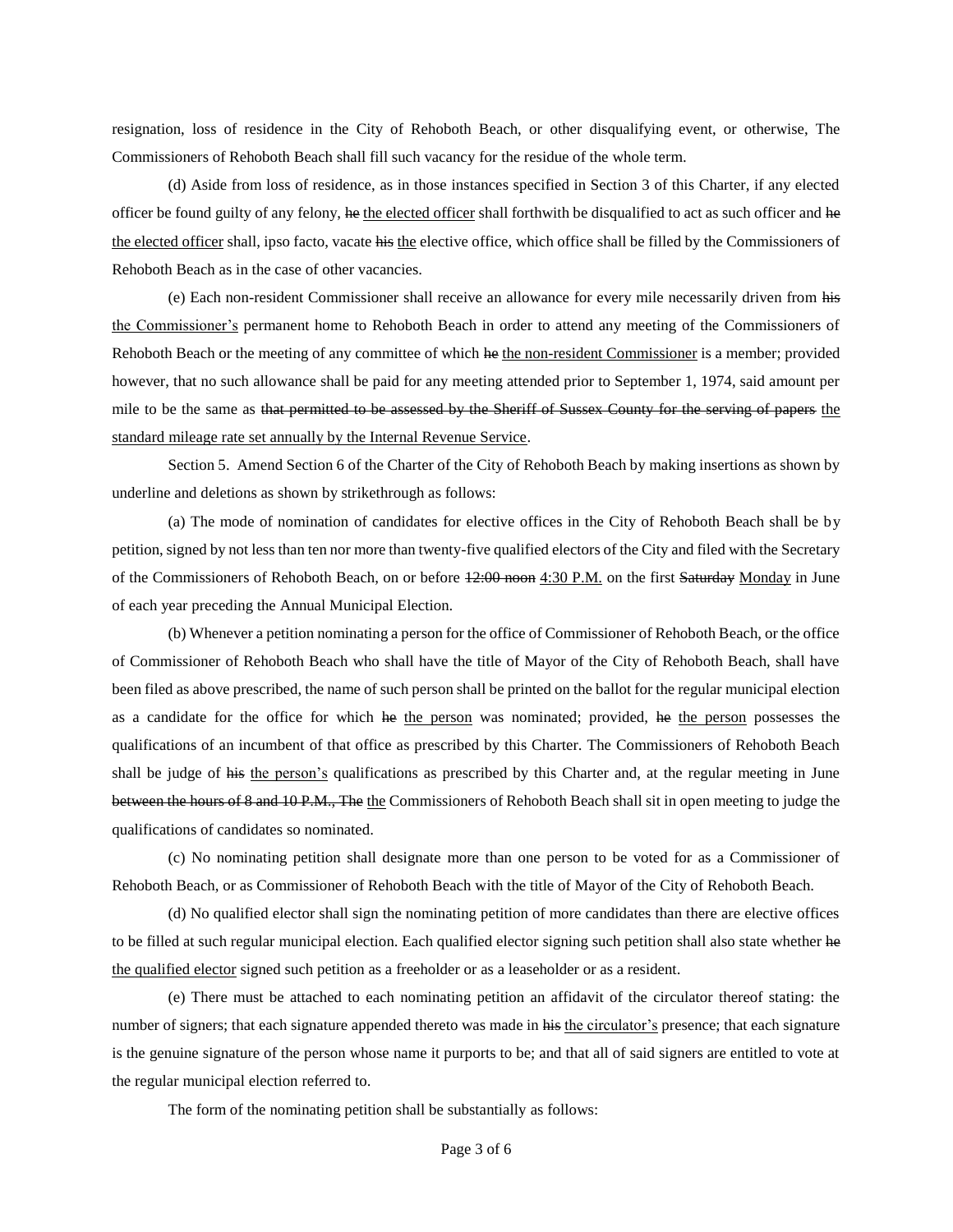resignation, loss of residence in the City of Rehoboth Beach, or other disqualifying event, or otherwise, The Commissioners of Rehoboth Beach shall fill such vacancy for the residue of the whole term.

(d) Aside from loss of residence, as in those instances specified in Section 3 of this Charter, if any elected officer be found guilty of any felony, ~~he~~ <u>the elected officer</u> shall forthwith be disqualified to act as such officer and ~~he~~ <u>the elected officer</u> shall, ipso facto, vacate ~~his~~ <u>the</u> elective office, which office shall be filled by the Commissioners of Rehoboth Beach as in the case of other vacancies.

(e) Each non-resident Commissioner shall receive an allowance for every mile necessarily driven from ~~his~~ <u>the Commissioner's</u> permanent home to Rehoboth Beach in order to attend any meeting of the Commissioners of Rehoboth Beach or the meeting of any committee of which ~~he~~ <u>the non-resident Commissioner</u> is a member; provided however, that no such allowance shall be paid for any meeting attended prior to September 1, 1974, said amount per mile to be the same as ~~that permitted to be assessed by the Sheriff of Sussex County for the serving of papers~~ <u>the standard mileage rate set annually by the Internal Revenue Service</u>.

Section 5. Amend Section 6 of the Charter of the City of Rehoboth Beach by making insertions as shown by underline and deletions as shown by strikethrough as follows:

(a) The mode of nomination of candidates for elective offices in the City of Rehoboth Beach shall be by petition, signed by not less than ten nor more than twenty-five qualified electors of the City and filed with the Secretary of the Commissioners of Rehoboth Beach, on or before ~~12:00 noon~~ <u>4:30 P.M.</u> on the first ~~Saturday~~ <u>Monday</u> in June of each year preceding the Annual Municipal Election.

(b) Whenever a petition nominating a person for the office of Commissioner of Rehoboth Beach, or the office of Commissioner of Rehoboth Beach who shall have the title of Mayor of the City of Rehoboth Beach, shall have been filed as above prescribed, the name of such person shall be printed on the ballot for the regular municipal election as a candidate for the office for which ~~he~~ <u>the person</u> was nominated; provided, ~~he~~ <u>the person</u> possesses the qualifications of an incumbent of that office as prescribed by this Charter. The Commissioners of Rehoboth Beach shall be judge of ~~his~~ <u>the person's</u> qualifications as prescribed by this Charter and, at the regular meeting in June ~~between the hours of 8 and 10 P.M., The~~ <u>the</u> Commissioners of Rehoboth Beach shall sit in open meeting to judge the qualifications of candidates so nominated.

(c) No nominating petition shall designate more than one person to be voted for as a Commissioner of Rehoboth Beach, or as Commissioner of Rehoboth Beach with the title of Mayor of the City of Rehoboth Beach.

(d) No qualified elector shall sign the nominating petition of more candidates than there are elective offices to be filled at such regular municipal election. Each qualified elector signing such petition shall also state whether ~~he~~ <u>the qualified elector</u> signed such petition as a freeholder or as a leaseholder or as a resident.

(e) There must be attached to each nominating petition an affidavit of the circulator thereof stating: the number of signers; that each signature appended thereto was made in ~~his~~ <u>the circulator's</u> presence; that each signature is the genuine signature of the person whose name it purports to be; and that all of said signers are entitled to vote at the regular municipal election referred to.

The form of the nominating petition shall be substantially as follows: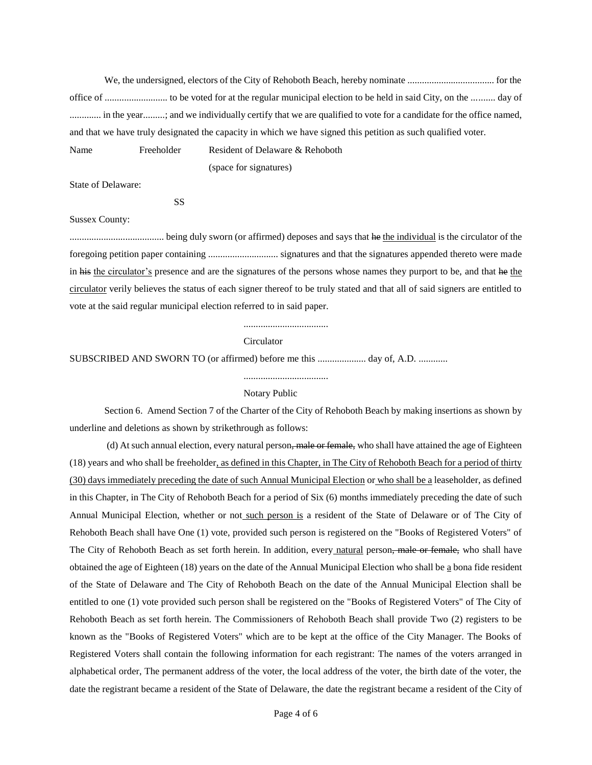We, the undersigned, electors of the City of Rehoboth Beach, hereby nominate .................................... for the office of .......................... to be voted for at the regular municipal election to be held in said City, on the .......... day of ............. in the year.........; and we individually certify that we are qualified to vote for a candidate for the office named, and that we have truly designated the capacity in which we have signed this petition as such qualified voter.

Name Freeholder Resident of Delaware & Rehoboth

(space for signatures)

State of Delaware:

SS

Sussex County:

....................................... being duly sworn (or affirmed) deposes and says that ~~he~~ <u>the individual</u> is the circulator of the foregoing petition paper containing ............................. signatures and that the signatures appended thereto were made in ~~his~~ <u>the circulator's</u> presence and are the signatures of the persons whose names they purport to be, and that ~~he~~ <u>the circulator</u> verily believes the status of each signer thereof to be truly stated and that all of said signers are entitled to vote at the said regular municipal election referred to in said paper.

...................................

Circulator

SUBSCRIBED AND SWORN TO (or affirmed) before me this .................... day of, A.D. ............

...................................

Notary Public

Section 6. Amend Section 7 of the Charter of the City of Rehoboth Beach by making insertions as shown by underline and deletions as shown by strikethrough as follows:

(d) At such annual election, every natural person~~, male or female,~~ who shall have attained the age of Eighteen (18) years and who shall be freeholder<u>, as defined in this Chapter, in The City of Rehoboth Beach for a period of thirty (30) days immediately preceding the date of such Annual Municipal Election</u> or <u>who shall be a</u> leaseholder, as defined in this Chapter, in The City of Rehoboth Beach for a period of Six (6) months immediately preceding the date of such Annual Municipal Election, whether or not <u>such person is</u> a resident of the State of Delaware or of The City of Rehoboth Beach shall have One (1) vote, provided such person is registered on the "Books of Registered Voters" of The City of Rehoboth Beach as set forth herein. In addition, every <u>natural</u> person~~, male or female,~~ who shall have obtained the age of Eighteen (18) years on the date of the Annual Municipal Election who shall be <u>a</u> bona fide resident of the State of Delaware and The City of Rehoboth Beach on the date of the Annual Municipal Election shall be entitled to one (1) vote provided such person shall be registered on the "Books of Registered Voters" of The City of Rehoboth Beach as set forth herein. The Commissioners of Rehoboth Beach shall provide Two (2) registers to be known as the "Books of Registered Voters" which are to be kept at the office of the City Manager. The Books of Registered Voters shall contain the following information for each registrant: The names of the voters arranged in alphabetical order, The permanent address of the voter, the local address of the voter, the birth date of the voter, the date the registrant became a resident of the State of Delaware, the date the registrant became a resident of the City of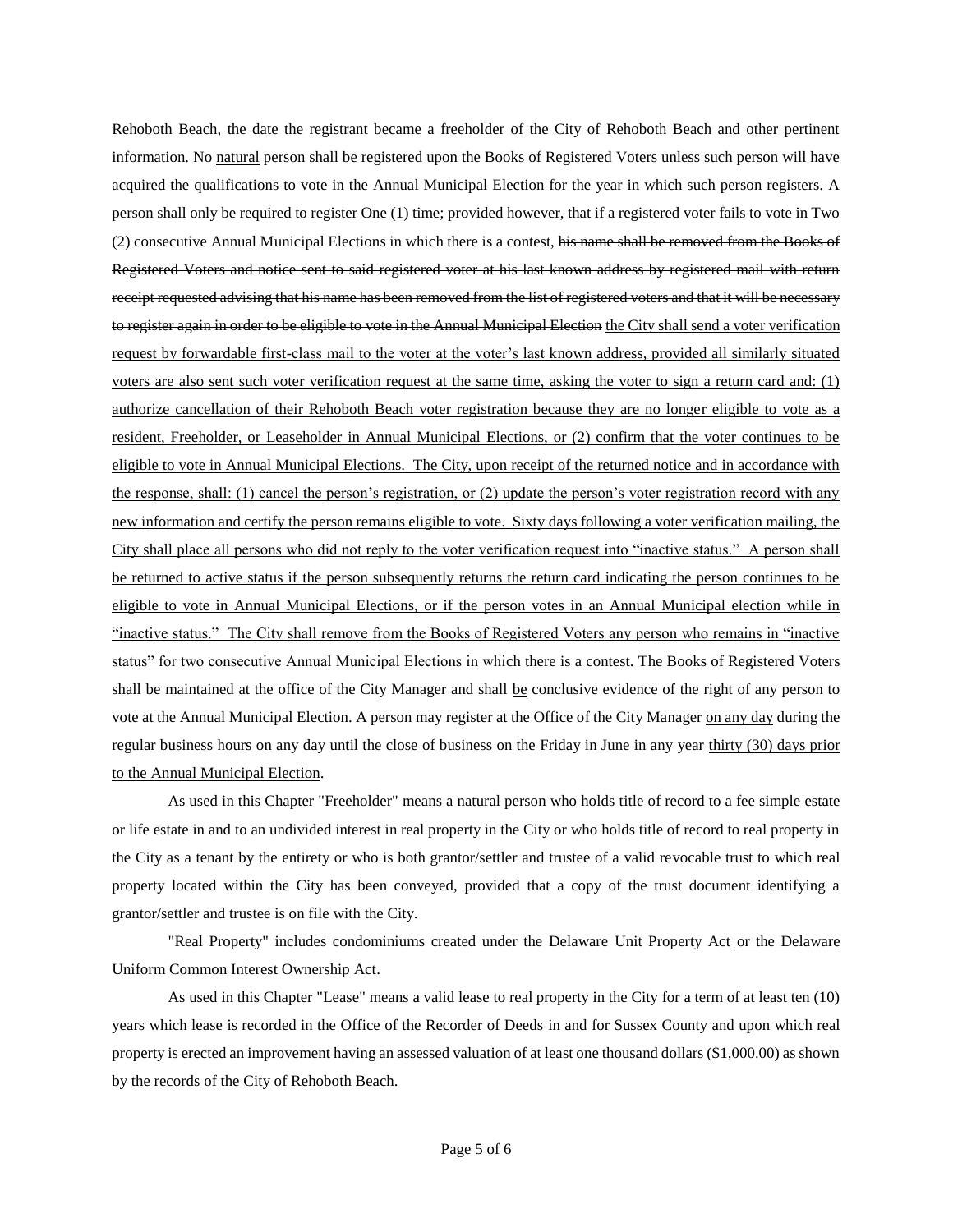Rehoboth Beach, the date the registrant became a freeholder of the City of Rehoboth Beach and other pertinent information. No <u>natural</u> person shall be registered upon the Books of Registered Voters unless such person will have acquired the qualifications to vote in the Annual Municipal Election for the year in which such person registers. A person shall only be required to register One (1) time; provided however, that if a registered voter fails to vote in Two (2) consecutive Annual Municipal Elections in which there is a contest, ~~his name shall be removed from the Books of Registered Voters and notice sent to said registered voter at his last known address by registered mail with return receipt requested advising that his name has been removed from the list of registered voters and that it will be necessary to register again in order to be eligible to vote in the Annual Municipal Election~~ <u>the City shall send a voter verification request by forwardable first-class mail to the voter at the voter's last known address, provided all similarly situated voters are also sent such voter verification request at the same time, asking the voter to sign a return card and: (1) authorize cancellation of their Rehoboth Beach voter registration because they are no longer eligible to vote as a resident, Freeholder, or Leaseholder in Annual Municipal Elections, or (2) confirm that the voter continues to be eligible to vote in Annual Municipal Elections. The City, upon receipt of the returned notice and in accordance with the response, shall: (1) cancel the person's registration, or (2) update the person's voter registration record with any new information and certify the person remains eligible to vote. Sixty days following a voter verification mailing, the City shall place all persons who did not reply to the voter verification request into "inactive status." A person shall be returned to active status if the person subsequently returns the return card indicating the person continues to be eligible to vote in Annual Municipal Elections, or if the person votes in an Annual Municipal election while in "inactive status." The City shall remove from the Books of Registered Voters any person who remains in "inactive status" for two consecutive Annual Municipal Elections in which there is a contest.</u> The Books of Registered Voters shall be maintained at the office of the City Manager and shall <u>be</u> conclusive evidence of the right of any person to vote at the Annual Municipal Election. A person may register at the Office of the City Manager <u>on any day</u> during the regular business hours ~~on any day~~ until the close of business ~~on the Friday in June in any year~~ <u>thirty (30) days prior to the Annual Municipal Election</u>.

As used in this Chapter "Freeholder" means a natural person who holds title of record to a fee simple estate or life estate in and to an undivided interest in real property in the City or who holds title of record to real property in the City as a tenant by the entirety or who is both grantor/settler and trustee of a valid revocable trust to which real property located within the City has been conveyed, provided that a copy of the trust document identifying a grantor/settler and trustee is on file with the City.

"Real Property" includes condominiums created under the Delaware Unit Property Act<u> or the Delaware Uniform Common Interest Ownership Act</u>.

As used in this Chapter "Lease" means a valid lease to real property in the City for a term of at least ten (10) years which lease is recorded in the Office of the Recorder of Deeds in and for Sussex County and upon which real property is erected an improvement having an assessed valuation of at least one thousand dollars ($1,000.00) as shown by the records of the City of Rehoboth Beach.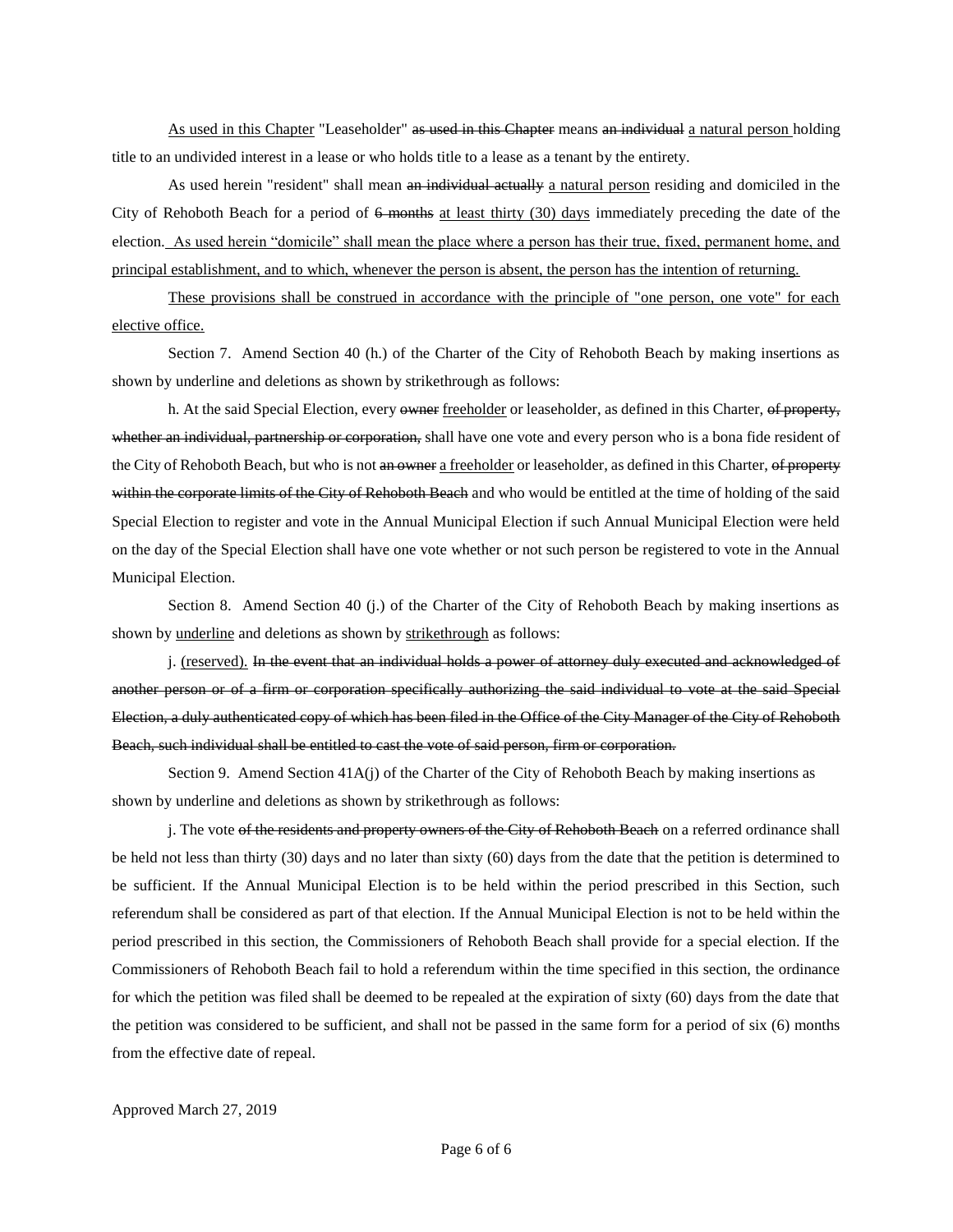<u>As used in this Chapter</u> "Leaseholder" ~~as used in this Chapter~~ means ~~an individual~~ <u>a natural person</u> holding title to an undivided interest in a lease or who holds title to a lease as a tenant by the entirety.

As used herein "resident" shall mean ~~an individual actually~~ <u>a natural person</u> residing and domiciled in the City of Rehoboth Beach for a period of ~~6 months~~ <u>at least thirty (30) days</u> immediately preceding the date of the election. <u>As used herein "domicile" shall mean the place where a person has their true, fixed, permanent home, and principal establishment, and to which, whenever the person is absent, the person has the intention of returning.</u>

<u>These provisions shall be construed in accordance with the principle of "one person, one vote" for each elective office.</u>

Section 7. Amend Section 40 (h.) of the Charter of the City of Rehoboth Beach by making insertions as shown by underline and deletions as shown by strikethrough as follows:

h. At the said Special Election, every ~~owner~~ <u>freeholder</u> or leaseholder, as defined in this Charter, ~~of property, whether an individual, partnership or corporation,~~ shall have one vote and every person who is a bona fide resident of the City of Rehoboth Beach, but who is not ~~an owner~~ <u>a freeholder</u> or leaseholder, as defined in this Charter, ~~of property within the corporate limits of the City of Rehoboth Beach~~ and who would be entitled at the time of holding of the said Special Election to register and vote in the Annual Municipal Election if such Annual Municipal Election were held on the day of the Special Election shall have one vote whether or not such person be registered to vote in the Annual Municipal Election.

Section 8. Amend Section 40 (j.) of the Charter of the City of Rehoboth Beach by making insertions as shown by <u>underline</u> and deletions as shown by ~~strikethrough~~ as follows:

j. <u>(reserved).</u> ~~In the event that an individual holds a power of attorney duly executed and acknowledged of another person or of a firm or corporation specifically authorizing the said individual to vote at the said Special Election, a duly authenticated copy of which has been filed in the Office of the City Manager of the City of Rehoboth Beach, such individual shall be entitled to cast the vote of said person, firm or corporation.~~

Section 9. Amend Section 41A(j) of the Charter of the City of Rehoboth Beach by making insertions as shown by underline and deletions as shown by strikethrough as follows:

j. The vote ~~of the residents and property owners of the City of Rehoboth Beach~~ on a referred ordinance shall be held not less than thirty (30) days and no later than sixty (60) days from the date that the petition is determined to be sufficient. If the Annual Municipal Election is to be held within the period prescribed in this Section, such referendum shall be considered as part of that election. If the Annual Municipal Election is not to be held within the period prescribed in this section, the Commissioners of Rehoboth Beach shall provide for a special election. If the Commissioners of Rehoboth Beach fail to hold a referendum within the time specified in this section, the ordinance for which the petition was filed shall be deemed to be repealed at the expiration of sixty (60) days from the date that the petition was considered to be sufficient, and shall not be passed in the same form for a period of six (6) months from the effective date of repeal.